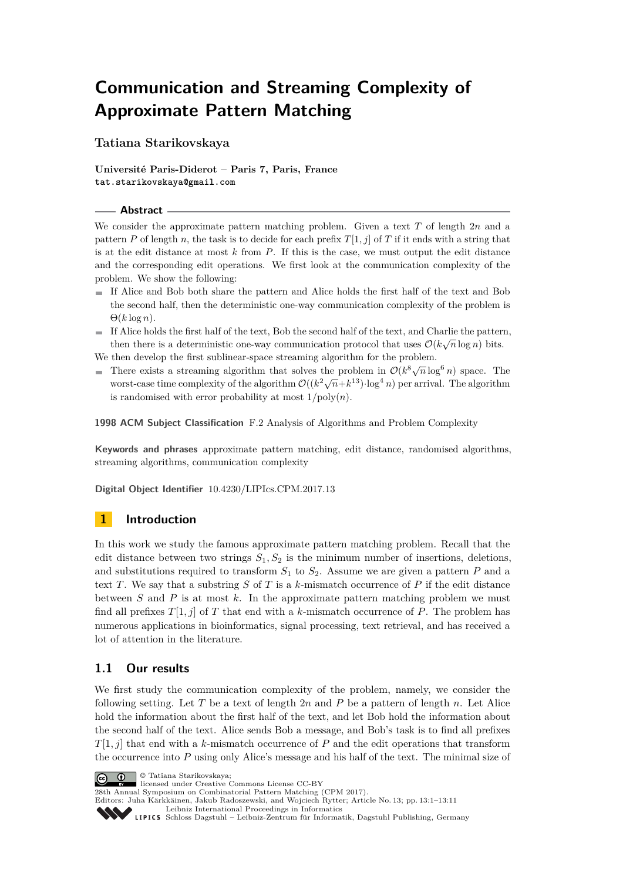# Communication and Streaming Complexity of Approximate Pattern Matching

**Tatiana Starikovskaya**

**Université Paris-Diderot – Paris 7, Paris, France**
tat.starikovskaya@gmail.com

## Abstract

We consider the approximate pattern matching problem. Given a text $T$ of length $2n$ and a pattern $P$ of length $n$, the task is to decide for each prefix $T[1, j]$ of $T$ if it ends with a string that is at the edit distance at most $k$ from $P$. If this is the case, we must output the edit distance and the corresponding edit operations. We first look at the communication complexity of the problem. We show the following:

- If Alice and Bob both share the pattern and Alice holds the first half of the text and Bob the second half, then the deterministic one-way communication complexity of the problem is $\Theta(k \log n)$.
- If Alice holds the first half of the text, Bob the second half of the text, and Charlie the pattern, then there is a deterministic one-way communication protocol that uses $\mathcal{O}(k\sqrt{n} \log n)$ bits.

We then develop the first sublinear-space streaming algorithm for the problem.

- There exists a streaming algorithm that solves the problem in $\mathcal{O}(k^8\sqrt{n} \log^6 n)$ space. The worst-case time complexity of the algorithm $\mathcal{O}((k^2\sqrt{n}+k^{13}) \cdot \log^4 n)$ per arrival. The algorithm is randomised with error probability at most $1/\text{poly}(n)$.

**1998 ACM Subject Classification** F.2 Analysis of Algorithms and Problem Complexity

**Keywords and phrases** approximate pattern matching, edit distance, randomised algorithms, streaming algorithms, communication complexity

**Digital Object Identifier** 10.4230/LIPIcs.CPM.2017.13

## 1 Introduction

In this work we study the famous approximate pattern matching problem. Recall that the edit distance between two strings $S_1, S_2$ is the minimum number of insertions, deletions, and substitutions required to transform $S_1$ to $S_2$. Assume we are given a pattern $P$ and a text $T$. We say that a substring $S$ of $T$ is a $k$-mismatch occurrence of $P$ if the edit distance between $S$ and $P$ is at most $k$. In the approximate pattern matching problem we must find all prefixes $T[1, j]$ of $T$ that end with a $k$-mismatch occurrence of $P$. The problem has numerous applications in bioinformatics, signal processing, text retrieval, and has received a lot of attention in the literature.

### 1.1 Our results

We first study the communication complexity of the problem, namely, we consider the following setting. Let $T$ be a text of length $2n$ and $P$ be a pattern of length $n$. Let Alice hold the information about the first half of the text, and let Bob hold the information about the second half of the text. Alice sends Bob a message, and Bob's task is to find all prefixes $T[1, j]$ that end with a $k$-mismatch occurrence of $P$ and the edit operations that transform the occurrence into $P$ using only Alice's message and his half of the text. The minimal size of

© Tatiana Starikovskaya;
licensed under Creative Commons License CC-BY
28th Annual Symposium on Combinatorial Pattern Matching (CPM 2017).
Editors: Juha Kärkkäinen, Jakub Radoszewski, and Wojciech Rytter; Article No. 13; pp. 13:1–13:11
Leibniz International Proceedings in Informatics
LIPICS Schloss Dagstuhl – Leibniz-Zentrum für Informatik, Dagstuhl Publishing, Germany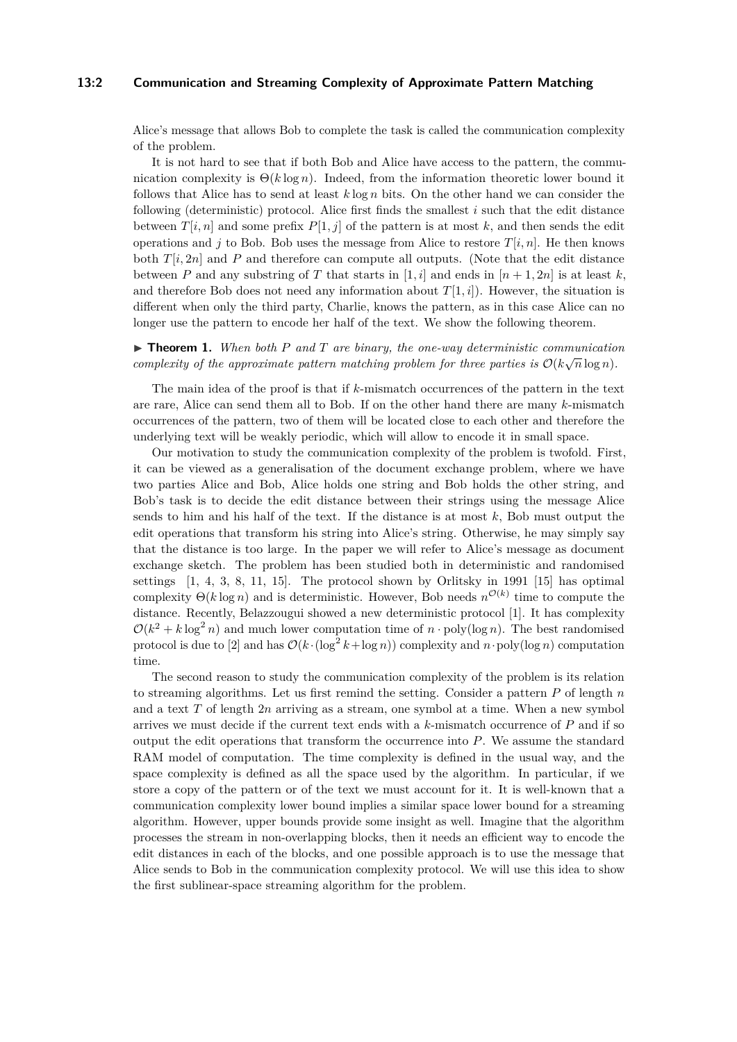Alice's message that allows Bob to complete the task is called the communication complexity of the problem.

It is not hard to see that if both Bob and Alice have access to the pattern, the communication complexity is $\Theta(k \log n)$. Indeed, from the information theoretic lower bound it follows that Alice has to send at least $k \log n$ bits. On the other hand we can consider the following (deterministic) protocol. Alice first finds the smallest $i$ such that the edit distance between $T[i, n]$ and some prefix $P[1, j]$ of the pattern is at most $k$, and then sends the edit operations and $j$ to Bob. Bob uses the message from Alice to restore $T[i, n]$. He then knows both $T[i, 2n]$ and $P$ and therefore can compute all outputs. (Note that the edit distance between $P$ and any substring of $T$ that starts in $[1, i]$ and ends in $[n + 1, 2n]$ is at least $k$, and therefore Bob does not need any information about $T[1, i]$). However, the situation is different when only the third party, Charlie, knows the pattern, as in this case Alice can no longer use the pattern to encode her half of the text. We show the following theorem.

▶ **Theorem 1.** *When both $P$ and $T$ are binary, the one-way deterministic communication complexity of the approximate pattern matching problem for three parties is $\mathcal{O}(k\sqrt{n} \log n)$.*

The main idea of the proof is that if $k$-mismatch occurrences of the pattern in the text are rare, Alice can send them all to Bob. If on the other hand there are many $k$-mismatch occurrences of the pattern, two of them will be located close to each other and therefore the underlying text will be weakly periodic, which will allow to encode it in small space.

Our motivation to study the communication complexity of the problem is twofold. First, it can be viewed as a generalisation of the document exchange problem, where we have two parties Alice and Bob, Alice holds one string and Bob holds the other string, and Bob's task is to decide the edit distance between their strings using the message Alice sends to him and his half of the text. If the distance is at most $k$, Bob must output the edit operations that transform his string into Alice's string. Otherwise, he may simply say that the distance is too large. In the paper we will refer to Alice's message as document exchange sketch. The problem has been studied both in deterministic and randomised settings [1, 4, 3, 8, 11, 15]. The protocol shown by Orlitsky in 1991 [15] has optimal complexity $\Theta(k \log n)$ and is deterministic. However, Bob needs $n^{\mathcal{O}(k)}$ time to compute the distance. Recently, Belazzougui showed a new deterministic protocol [1]. It has complexity $\mathcal{O}(k^2 + k \log^2 n)$ and much lower computation time of $n \cdot \text{poly}(\log n)$. The best randomised protocol is due to [2] and has $\mathcal{O}(k \cdot (\log^2 k + \log n))$ complexity and $n \cdot \text{poly}(\log n)$ computation time.

The second reason to study the communication complexity of the problem is its relation to streaming algorithms. Let us first remind the setting. Consider a pattern $P$ of length $n$ and a text $T$ of length $2n$ arriving as a stream, one symbol at a time. When a new symbol arrives we must decide if the current text ends with a $k$-mismatch occurrence of $P$ and if so output the edit operations that transform the occurrence into $P$. We assume the standard RAM model of computation. The time complexity is defined in the usual way, and the space complexity is defined as all the space used by the algorithm. In particular, if we store a copy of the pattern or of the text we must account for it. It is well-known that a communication complexity lower bound implies a similar space lower bound for a streaming algorithm. However, upper bounds provide some insight as well. Imagine that the algorithm processes the stream in non-overlapping blocks, then it needs an efficient way to encode the edit distances in each of the blocks, and one possible approach is to use the message that Alice sends to Bob in the communication complexity protocol. We will use this idea to show the first sublinear-space streaming algorithm for the problem.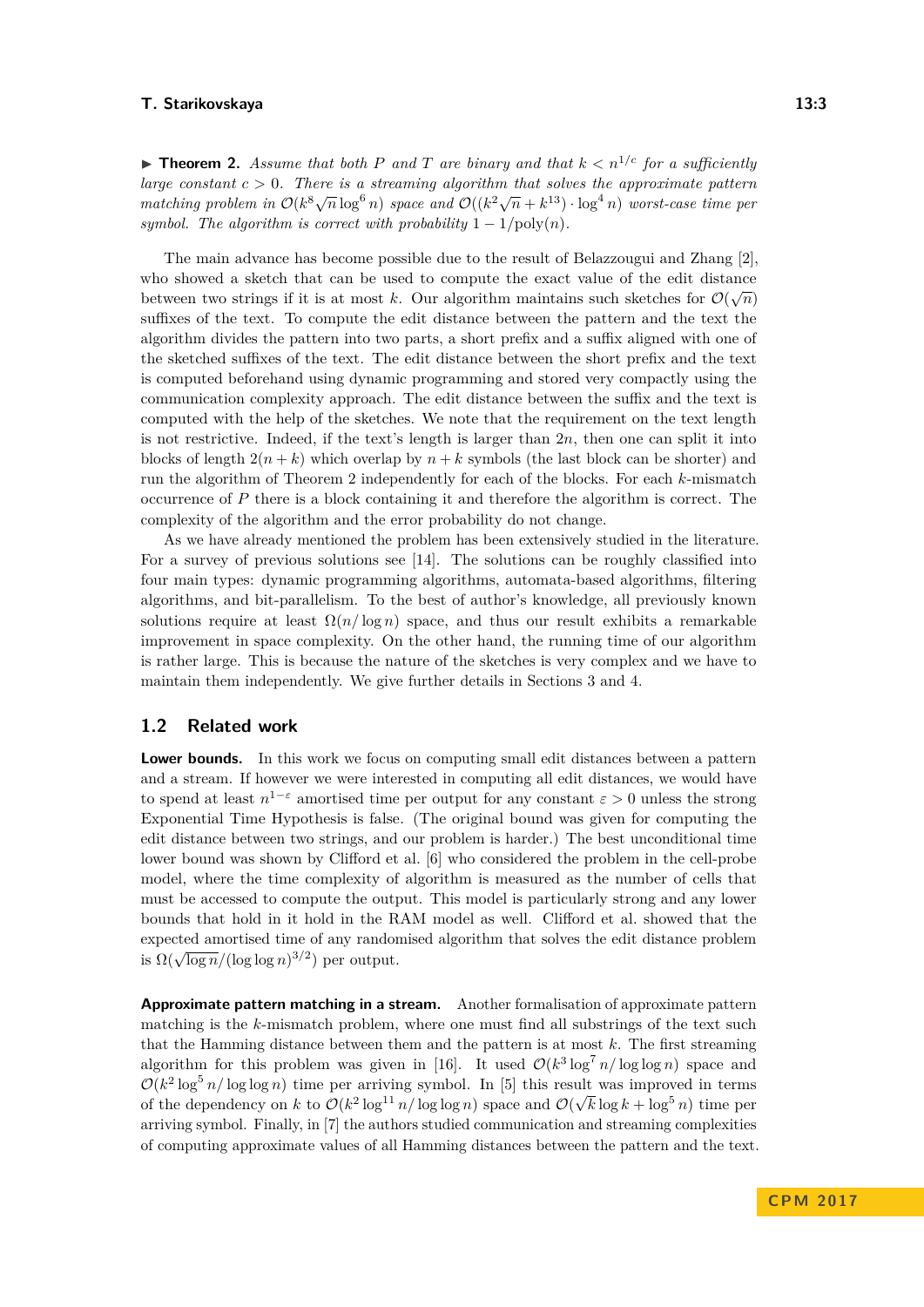▶ **Theorem 2.** *Assume that both $P$ and $T$ are binary and that $k < n^{1/c}$ for a sufficiently large constant $c > 0$. There is a streaming algorithm that solves the approximate pattern matching problem in $\mathcal{O}(k^8 \sqrt{n} \log^6 n)$ space and $\mathcal{O}((k^2 \sqrt{n} + k^{13}) \cdot \log^4 n)$ worst-case time per symbol. The algorithm is correct with probability $1 - 1/\text{poly}(n)$.*

The main advance has become possible due to the result of Belazzougui and Zhang [2], who showed a sketch that can be used to compute the exact value of the edit distance between two strings if it is at most $k$. Our algorithm maintains such sketches for $\mathcal{O}(\sqrt{n})$ suffixes of the text. To compute the edit distance between the pattern and the text the algorithm divides the pattern into two parts, a short prefix and a suffix aligned with one of the sketched suffixes of the text. The edit distance between the short prefix and the text is computed beforehand using dynamic programming and stored very compactly using the communication complexity approach. The edit distance between the suffix and the text is computed with the help of the sketches. We note that the requirement on the text length is not restrictive. Indeed, if the text's length is larger than $2n$, then one can split it into blocks of length $2(n + k)$ which overlap by $n + k$ symbols (the last block can be shorter) and run the algorithm of Theorem 2 independently for each of the blocks. For each $k$-mismatch occurrence of $P$ there is a block containing it and therefore the algorithm is correct. The complexity of the algorithm and the error probability do not change.

As we have already mentioned the problem has been extensively studied in the literature. For a survey of previous solutions see [14]. The solutions can be roughly classified into four main types: dynamic programming algorithms, automata-based algorithms, filtering algorithms, and bit-parallelism. To the best of author's knowledge, all previously known solutions require at least $\Omega(n/\log n)$ space, and thus our result exhibits a remarkable improvement in space complexity. On the other hand, the running time of our algorithm is rather large. This is because the nature of the sketches is very complex and we have to maintain them independently. We give further details in Sections 3 and 4.

## 1.2 Related work

**Lower bounds.** In this work we focus on computing small edit distances between a pattern and a stream. If however we were interested in computing all edit distances, we would have to spend at least $n^{1-\varepsilon}$ amortised time per output for any constant $\varepsilon > 0$ unless the strong Exponential Time Hypothesis is false. (The original bound was given for computing the edit distance between two strings, and our problem is harder.) The best unconditional time lower bound was shown by Clifford et al. [6] who considered the problem in the cell-probe model, where the time complexity of algorithm is measured as the number of cells that must be accessed to compute the output. This model is particularly strong and any lower bounds that hold in it hold in the RAM model as well. Clifford et al. showed that the expected amortised time of any randomised algorithm that solves the edit distance problem is $\Omega(\sqrt{\log n}/(\log\log n)^{3/2})$ per output.

**Approximate pattern matching in a stream.** Another formalisation of approximate pattern matching is the $k$-mismatch problem, where one must find all substrings of the text such that the Hamming distance between them and the pattern is at most $k$. The first streaming algorithm for this problem was given in [16]. It used $\mathcal{O}(k^3 \log^7 n/\log\log n)$ space and $\mathcal{O}(k^2 \log^5 n/\log\log n)$ time per arriving symbol. In [5] this result was improved in terms of the dependency on $k$ to $\mathcal{O}(k^2 \log^{11} n/\log\log n)$ space and $\mathcal{O}(\sqrt{k}\log k + \log^5 n)$ time per arriving symbol. Finally, in [7] the authors studied communication and streaming complexities of computing approximate values of all Hamming distances between the pattern and the text.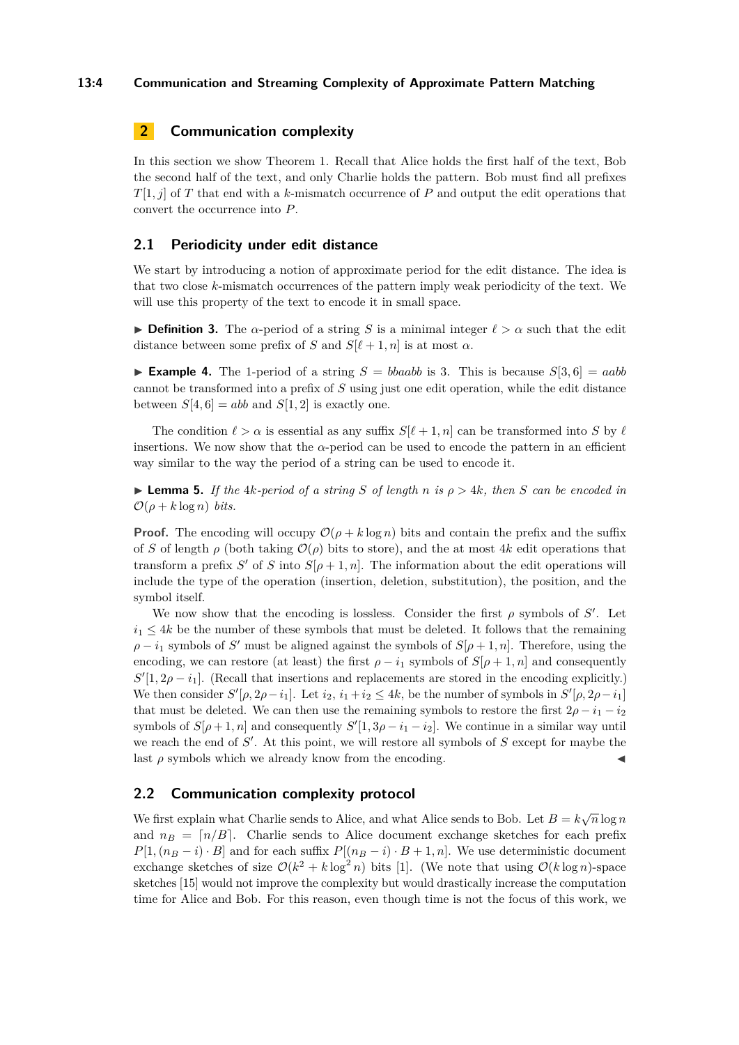## 2 Communication complexity

In this section we show Theorem 1. Recall that Alice holds the first half of the text, Bob the second half of the text, and only Charlie holds the pattern. Bob must find all prefixes $T[1, j]$ of $T$ that end with a $k$-mismatch occurrence of $P$ and output the edit operations that convert the occurrence into $P$.

### 2.1 Periodicity under edit distance

We start by introducing a notion of approximate period for the edit distance. The idea is that two close $k$-mismatch occurrences of the pattern imply weak periodicity of the text. We will use this property of the text to encode it in small space.

▶ **Definition 3.** The $\alpha$-period of a string $S$ is a minimal integer $\ell > \alpha$ such that the edit distance between some prefix of $S$ and $S[\ell + 1, n]$ is at most $\alpha$.

▶ **Example 4.** The 1-period of a string $S = bbaabb$ is 3. This is because $S[3, 6] = aabb$ cannot be transformed into a prefix of $S$ using just one edit operation, while the edit distance between $S[4, 6] = abb$ and $S[1, 2]$ is exactly one.

The condition $\ell > \alpha$ is essential as any suffix $S[\ell + 1, n]$ can be transformed into $S$ by $\ell$ insertions. We now show that the $\alpha$-period can be used to encode the pattern in an efficient way similar to the way the period of a string can be used to encode it.

▶ **Lemma 5.** *If the $4k$-period of a string $S$ of length $n$ is $\rho > 4k$, then $S$ can be encoded in $\mathcal{O}(\rho + k \log n)$ bits.*

**Proof.** The encoding will occupy $\mathcal{O}(\rho + k \log n)$ bits and contain the prefix and the suffix of $S$ of length $\rho$ (both taking $\mathcal{O}(\rho)$ bits to store), and the at most $4k$ edit operations that transform a prefix $S'$ of $S$ into $S[\rho + 1, n]$. The information about the edit operations will include the type of the operation (insertion, deletion, substitution), the position, and the symbol itself.

We now show that the encoding is lossless. Consider the first $\rho$ symbols of $S'$. Let $i_1 \leq 4k$ be the number of these symbols that must be deleted. It follows that the remaining $\rho - i_1$ symbols of $S'$ must be aligned against the symbols of $S[\rho + 1, n]$. Therefore, using the encoding, we can restore (at least) the first $\rho - i_1$ symbols of $S[\rho + 1, n]$ and consequently $S'[1, 2\rho - i_1]$. (Recall that insertions and replacements are stored in the encoding explicitly.) We then consider $S'[\rho, 2\rho - i_1]$. Let $i_2$, $i_1 + i_2 \leq 4k$, be the number of symbols in $S'[\rho, 2\rho - i_1]$ that must be deleted. We can then use the remaining symbols to restore the first $2\rho - i_1 - i_2$ symbols of $S[\rho + 1, n]$ and consequently $S'[1, 3\rho - i_1 - i_2]$. We continue in a similar way until we reach the end of $S'$. At this point, we will restore all symbols of $S$ except for maybe the last $\rho$ symbols which we already know from the encoding. ◀

### 2.2 Communication complexity protocol

We first explain what Charlie sends to Alice, and what Alice sends to Bob. Let $B = k\sqrt{n} \log n$ and $n_B = \lceil n/B \rceil$. Charlie sends to Alice document exchange sketches for each prefix $P[1, (n_B - i) \cdot B]$ and for each suffix $P[(n_B - i) \cdot B + 1, n]$. We use deterministic document exchange sketches of size $\mathcal{O}(k^2 + k \log^2 n)$ bits [1]. (We note that using $\mathcal{O}(k \log n)$-space sketches [15] would not improve the complexity but would drastically increase the computation time for Alice and Bob. For this reason, even though time is not the focus of this work, we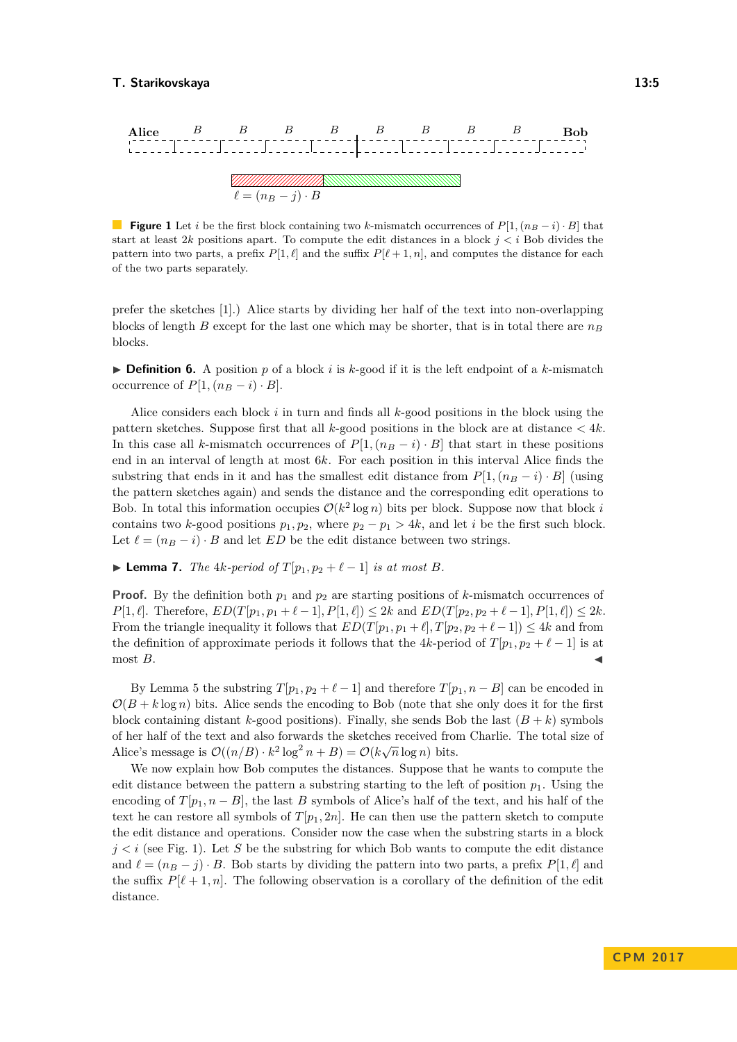Alice B B B B B B B B Bob

$\ell = (n_B - j) \cdot B$

**Figure 1** Let $i$ be the first block containing two $k$-mismatch occurrences of $P[1, (n_B - i) \cdot B]$ that start at least $2k$ positions apart. To compute the edit distances in a block $j < i$ Bob divides the pattern into two parts, a prefix $P[1, \ell]$ and the suffix $P[\ell + 1, n]$, and computes the distance for each of the two parts separately.

prefer the sketches [1].) Alice starts by dividing her half of the text into non-overlapping blocks of length $B$ except for the last one which may be shorter, that is in total there are $n_B$ blocks.

▶ **Definition 6.** A position $p$ of a block $i$ is $k$-good if it is the left endpoint of a $k$-mismatch occurrence of $P[1, (n_B - i) \cdot B]$.

Alice considers each block $i$ in turn and finds all $k$-good positions in the block using the pattern sketches. Suppose first that all $k$-good positions in the block are at distance $< 4k$. In this case all $k$-mismatch occurrences of $P[1, (n_B - i) \cdot B]$ that start in these positions end in an interval of length at most $6k$. For each position in this interval Alice finds the substring that ends in it and has the smallest edit distance from $P[1, (n_B - i) \cdot B]$ (using the pattern sketches again) and sends the distance and the corresponding edit operations to Bob. In total this information occupies $\mathcal{O}(k^2 \log n)$ bits per block. Suppose now that block $i$ contains two $k$-good positions $p_1, p_2$, where $p_2 - p_1 > 4k$, and let $i$ be the first such block. Let $\ell = (n_B - i) \cdot B$ and let $ED$ be the edit distance between two strings.

▶ **Lemma 7.** *The $4k$-period of $T[p_1, p_2 + \ell - 1]$ is at most $B$.*

**Proof.** By the definition both $p_1$ and $p_2$ are starting positions of $k$-mismatch occurrences of $P[1, \ell]$. Therefore, $ED(T[p_1, p_1 + \ell - 1], P[1, \ell]) \leq 2k$ and $ED(T[p_2, p_2 + \ell - 1], P[1, \ell]) \leq 2k$. From the triangle inequality it follows that $ED(T[p_1, p_1 + \ell], T[p_2, p_2 + \ell - 1]) \leq 4k$ and from the definition of approximate periods it follows that the $4k$-period of $T[p_1, p_2 + \ell - 1]$ is at most $B$. ◀

By Lemma 5 the substring $T[p_1, p_2 + \ell - 1]$ and therefore $T[p_1, n - B]$ can be encoded in $\mathcal{O}(B + k \log n)$ bits. Alice sends the encoding to Bob (note that she only does it for the first block containing distant $k$-good positions). Finally, she sends Bob the last $(B + k)$ symbols of her half of the text and also forwards the sketches received from Charlie. The total size of Alice's message is $\mathcal{O}((n/B) \cdot k^2 \log^2 n + B) = \mathcal{O}(k\sqrt{n} \log n)$ bits.

We now explain how Bob computes the distances. Suppose that he wants to compute the edit distance between the pattern a substring starting to the left of position $p_1$. Using the encoding of $T[p_1, n - B]$, the last $B$ symbols of Alice's half of the text, and his half of the text he can restore all symbols of $T[p_1, 2n]$. He can then use the pattern sketch to compute the edit distance and operations. Consider now the case when the substring starts in a block $j < i$ (see Fig. 1). Let $S$ be the substring for which Bob wants to compute the edit distance and $\ell = (n_B - j) \cdot B$. Bob starts by dividing the pattern into two parts, a prefix $P[1, \ell]$ and the suffix $P[\ell + 1, n]$. The following observation is a corollary of the definition of the edit distance.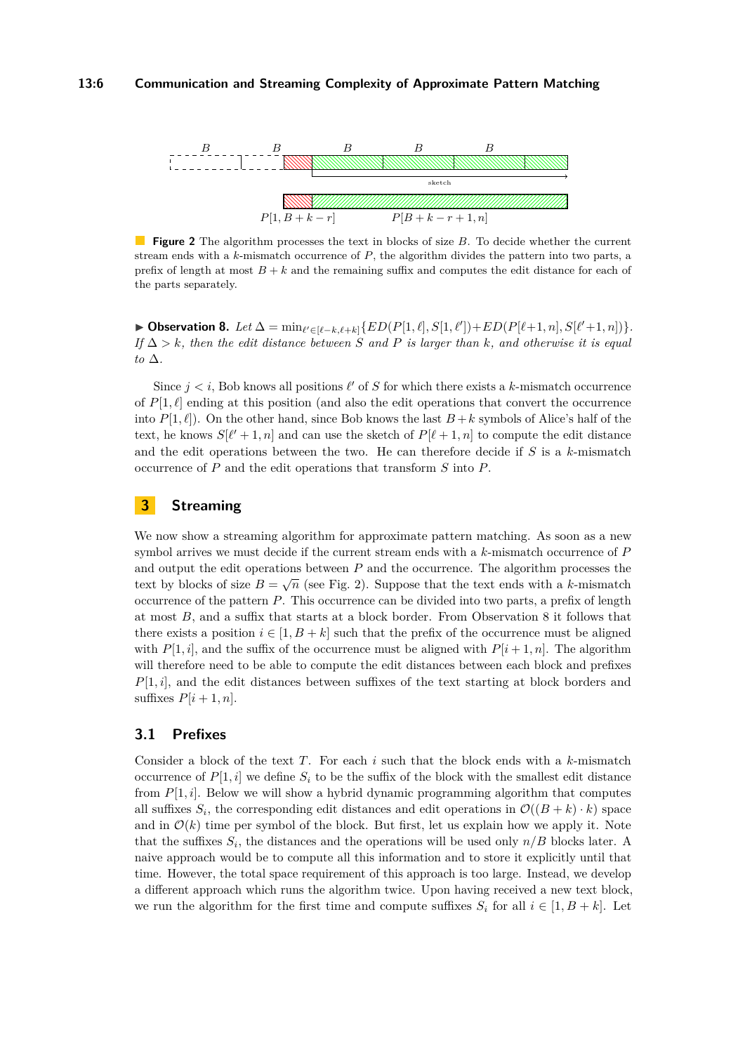**Figure 2** The algorithm processes the text in blocks of size $B$. To decide whether the current stream ends with a $k$-mismatch occurrence of $P$, the algorithm divides the pattern into two parts, a prefix of length at most $B+k$ and the remaining suffix and computes the edit distance for each of the parts separately.

▶ **Observation 8.** *Let* $\Delta = \min_{\ell' \in [\ell-k, \ell+k]} \{ED(P[1,\ell], S[1,\ell']) + ED(P[\ell+1,n], S[\ell'+1,n])\}$. *If* $\Delta > k$*, then the edit distance between* $S$ *and* $P$ *is larger than* $k$*, and otherwise it is equal to* $\Delta$.

Since $j < i$, Bob knows all positions $\ell'$ of $S$ for which there exists a $k$-mismatch occurrence of $P[1,\ell]$ ending at this position (and also the edit operations that convert the occurrence into $P[1,\ell]$). On the other hand, since Bob knows the last $B+k$ symbols of Alice's half of the text, he knows $S[\ell'+1,n]$ and can use the sketch of $P[\ell+1,n]$ to compute the edit distance and the edit operations between the two. He can therefore decide if $S$ is a $k$-mismatch occurrence of $P$ and the edit operations that transform $S$ into $P$.

## 3 Streaming

We now show a streaming algorithm for approximate pattern matching. As soon as a new symbol arrives we must decide if the current stream ends with a $k$-mismatch occurrence of $P$ and output the edit operations between $P$ and the occurrence. The algorithm processes the text by blocks of size $B = \sqrt{n}$ (see Fig. 2). Suppose that the text ends with a $k$-mismatch occurrence of the pattern $P$. This occurrence can be divided into two parts, a prefix of length at most $B$, and a suffix that starts at a block border. From Observation 8 it follows that there exists a position $i \in [1, B+k]$ such that the prefix of the occurrence must be aligned with $P[1,i]$, and the suffix of the occurrence must be aligned with $P[i+1,n]$. The algorithm will therefore need to be able to compute the edit distances between each block and prefixes $P[1,i]$, and the edit distances between suffixes of the text starting at block borders and suffixes $P[i+1,n]$.

### 3.1 Prefixes

Consider a block of the text $T$. For each $i$ such that the block ends with a $k$-mismatch occurrence of $P[1,i]$ we define $S_i$ to be the suffix of the block with the smallest edit distance from $P[1,i]$. Below we will show a hybrid dynamic programming algorithm that computes all suffixes $S_i$, the corresponding edit distances and edit operations in $\mathcal{O}((B+k)\cdot k)$ space and in $\mathcal{O}(k)$ time per symbol of the block. But first, let us explain how we apply it. Note that the suffixes $S_i$, the distances and the operations will be used only $n/B$ blocks later. A naive approach would be to compute all this information and to store it explicitly until that time. However, the total space requirement of this approach is too large. Instead, we develop a different approach which runs the algorithm twice. Upon having received a new text block, we run the algorithm for the first time and compute suffixes $S_i$ for all $i \in [1, B+k]$. Let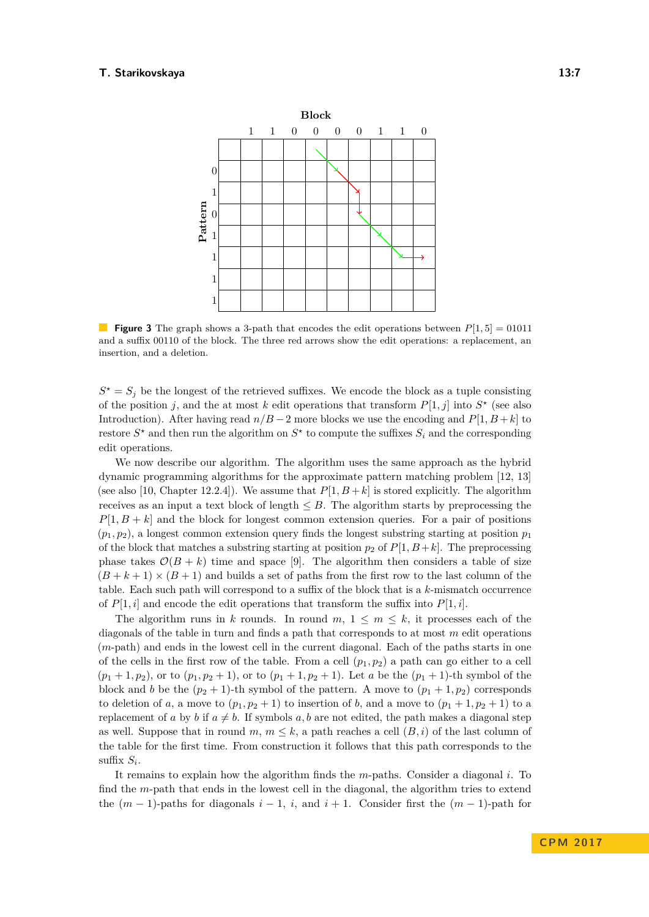Block

1 1 0 0 0 0 1 1 0

Pattern

0 1 0 1 1 1 1

**Figure 3** The graph shows a 3-path that encodes the edit operations between $P[1,5] = 01011$ and a suffix 00110 of the block. The three red arrows show the edit operations: a replacement, an insertion, and a deletion.

$S^\star = S_j$ be the longest of the retrieved suffixes. We encode the block as a tuple consisting of the position $j$, and the at most $k$ edit operations that transform $P[1,j]$ into $S^\star$ (see also Introduction). After having read $n/B - 2$ more blocks we use the encoding and $P[1, B+k]$ to restore $S^\star$ and then run the algorithm on $S^\star$ to compute the suffixes $S_i$ and the corresponding edit operations.

We now describe our algorithm. The algorithm uses the same approach as the hybrid dynamic programming algorithms for the approximate pattern matching problem [12, 13] (see also [10, Chapter 12.2.4]). We assume that $P[1, B+k]$ is stored explicitly. The algorithm receives as an input a text block of length $\leq B$. The algorithm starts by preprocessing the $P[1, B+k]$ and the block for longest common extension queries. For a pair of positions $(p_1, p_2)$, a longest common extension query finds the longest substring starting at position $p_1$ of the block that matches a substring starting at position $p_2$ of $P[1, B+k]$. The preprocessing phase takes $\mathcal{O}(B+k)$ time and space [9]. The algorithm then considers a table of size $(B+k+1) \times (B+1)$ and builds a set of paths from the first row to the last column of the table. Each such path will correspond to a suffix of the block that is a $k$-mismatch occurrence of $P[1,i]$ and encode the edit operations that transform the suffix into $P[1,i]$.

The algorithm runs in $k$ rounds. In round $m$, $1 \leq m \leq k$, it processes each of the diagonals of the table in turn and finds a path that corresponds to at most $m$ edit operations ($m$-path) and ends in the lowest cell in the current diagonal. Each of the paths starts in one of the cells in the first row of the table. From a cell $(p_1, p_2)$ a path can go either to a cell $(p_1+1, p_2)$, or to $(p_1, p_2+1)$, or to $(p_1+1, p_2+1)$. Let $a$ be the $(p_1+1)$-th symbol of the block and $b$ be the $(p_2+1)$-th symbol of the pattern. A move to $(p_1+1, p_2)$ corresponds to deletion of $a$, a move to $(p_1, p_2+1)$ to insertion of $b$, and a move to $(p_1+1, p_2+1)$ to a replacement of $a$ by $b$ if $a \neq b$. If symbols $a, b$ are not edited, the path makes a diagonal step as well. Suppose that in round $m$, $m \leq k$, a path reaches a cell $(B, i)$ of the last column of the table for the first time. From construction it follows that this path corresponds to the suffix $S_i$.

It remains to explain how the algorithm finds the $m$-paths. Consider a diagonal $i$. To find the $m$-path that ends in the lowest cell in the diagonal, the algorithm tries to extend the $(m-1)$-paths for diagonals $i-1$, $i$, and $i+1$. Consider first the $(m-1)$-path for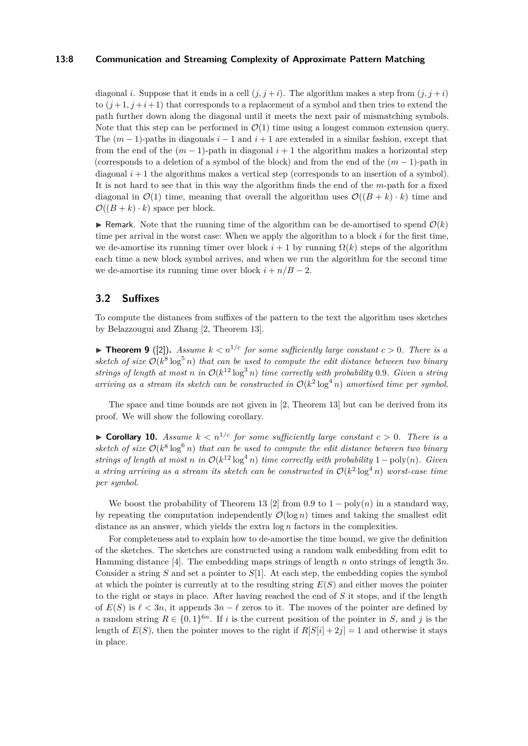diagonal $i$. Suppose that it ends in a cell $(j, j+i)$. The algorithm makes a step from $(j, j+i)$ to $(j+1, j+i+1)$ that corresponds to a replacement of a symbol and then tries to extend the path further down along the diagonal until it meets the next pair of mismatching symbols. Note that this step can be performed in $\mathcal{O}(1)$ time using a longest common extension query. The $(m-1)$-paths in diagonals $i-1$ and $i+1$ are extended in a similar fashion, except that from the end of the $(m-1)$-path in diagonal $i+1$ the algorithm makes a horizontal step (corresponds to a deletion of a symbol of the block) and from the end of the $(m-1)$-path in diagonal $i+1$ the algorithms makes a vertical step (corresponds to an insertion of a symbol). It is not hard to see that in this way the algorithm finds the end of the $m$-path for a fixed diagonal in $\mathcal{O}(1)$ time, meaning that overall the algorithm uses $\mathcal{O}((B+k)\cdot k)$ time and $\mathcal{O}((B+k)\cdot k)$ space per block.

▶ Remark. Note that the running time of the algorithm can be de-amortised to spend $\mathcal{O}(k)$ time per arrival in the worst case: When we apply the algorithm to a block $i$ for the first time, we de-amortise its running timer over block $i+1$ by running $\Omega(k)$ steps of the algorithm each time a new block symbol arrives, and when we run the algorithm for the second time we de-amortise its running time over block $i+n/B-2$.

## 3.2 Suffixes

To compute the distances from suffixes of the pattern to the text the algorithm uses sketches by Belazzougui and Zhang [2, Theorem 13].

▶ **Theorem 9** ([2]). *Assume $k < n^{1/c}$ for some sufficiently large constant $c > 0$. There is a sketch of size $\mathcal{O}(k^8 \log^5 n)$ that can be used to compute the edit distance between two binary strings of length at most $n$ in $\mathcal{O}(k^{12} \log^3 n)$ time correctly with probability 0.9. Given a string arriving as a stream its sketch can be constructed in $\mathcal{O}(k^2 \log^4 n)$ amortised time per symbol.*

The space and time bounds are not given in [2, Theorem 13] but can be derived from its proof. We will show the following corollary.

▶ **Corollary 10.** *Assume $k < n^{1/c}$ for some sufficiently large constant $c > 0$. There is a sketch of size $\mathcal{O}(k^8 \log^6 n)$ that can be used to compute the edit distance between two binary strings of length at most $n$ in $\mathcal{O}(k^{12} \log^4 n)$ time correctly with probability $1 - \text{poly}(n)$. Given a string arriving as a stream its sketch can be constructed in $\mathcal{O}(k^2 \log^4 n)$ worst-case time per symbol.*

We boost the probability of Theorem 13 [2] from 0.9 to $1 - \text{poly}(n)$ in a standard way, by repeating the computation independently $\mathcal{O}(\log n)$ times and taking the smallest edit distance as an answer, which yields the extra $\log n$ factors in the complexities.

For completeness and to explain how to de-amortise the time bound, we give the definition of the sketches. The sketches are constructed using a random walk embedding from edit to Hamming distance [4]. The embedding maps strings of length $n$ onto strings of length $3n$. Consider a string $S$ and set a pointer to $S[1]$. At each step, the embedding copies the symbol at which the pointer is currently at to the resulting string $E(S)$ and either moves the pointer to the right or stays in place. After having reached the end of $S$ it stops, and if the length of $E(S)$ is $\ell < 3n$, it appends $3n - \ell$ zeros to it. The moves of the pointer are defined by a random string $R \in \{0,1\}^{6n}$. If $i$ is the current position of the pointer in $S$, and $j$ is the length of $E(S)$, then the pointer moves to the right if $R[S[i] + 2j] = 1$ and otherwise it stays in place.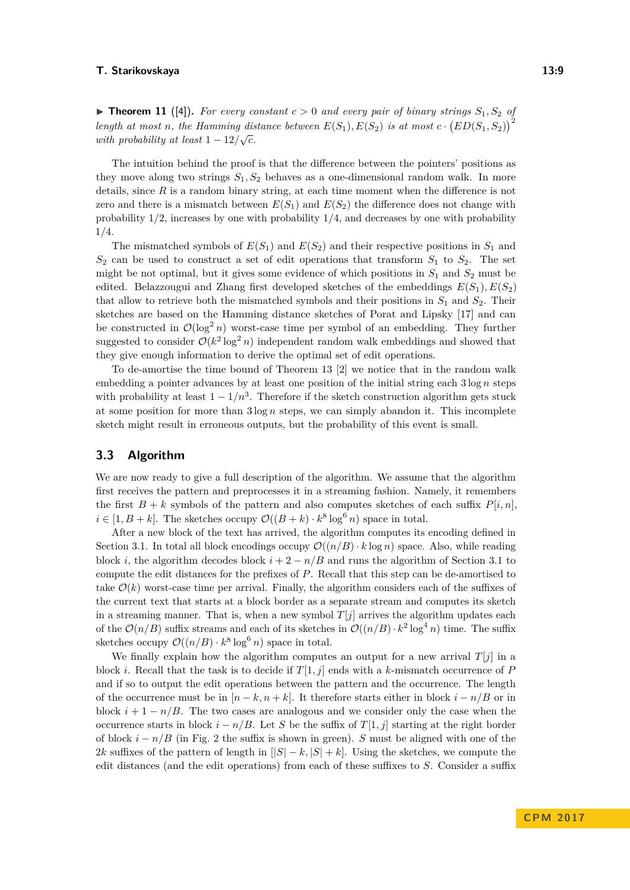▶ **Theorem 11** ([4]). *For every constant $c > 0$ and every pair of binary strings $S_1, S_2$ of length at most $n$, the Hamming distance between $E(S_1), E(S_2)$ is at most $c \cdot \big(ED(S_1, S_2)\big)^2$ with probability at least $1 - 12/\sqrt{c}$.*

The intuition behind the proof is that the difference between the pointers' positions as they move along two strings $S_1, S_2$ behaves as a one-dimensional random walk. In more details, since $R$ is a random binary string, at each time moment when the difference is not zero and there is a mismatch between $E(S_1)$ and $E(S_2)$ the difference does not change with probability $1/2$, increases by one with probability $1/4$, and decreases by one with probability $1/4$.

The mismatched symbols of $E(S_1)$ and $E(S_2)$ and their respective positions in $S_1$ and $S_2$ can be used to construct a set of edit operations that transform $S_1$ to $S_2$. The set might be not optimal, but it gives some evidence of which positions in $S_1$ and $S_2$ must be edited. Belazzougui and Zhang first developed sketches of the embeddings $E(S_1), E(S_2)$ that allow to retrieve both the mismatched symbols and their positions in $S_1$ and $S_2$. Their sketches are based on the Hamming distance sketches of Porat and Lipsky [17] and can be constructed in $\mathcal{O}(\log^2 n)$ worst-case time per symbol of an embedding. They further suggested to consider $\mathcal{O}(k^2 \log^2 n)$ independent random walk embeddings and showed that they give enough information to derive the optimal set of edit operations.

To de-amortise the time bound of Theorem 13 [2] we notice that in the random walk embedding a pointer advances by at least one position of the initial string each $3 \log n$ steps with probability at least $1 - 1/n^3$. Therefore if the sketch construction algorithm gets stuck at some position for more than $3 \log n$ steps, we can simply abandon it. This incomplete sketch might result in erroneous outputs, but the probability of this event is small.

## 3.3 Algorithm

We are now ready to give a full description of the algorithm. We assume that the algorithm first receives the pattern and preprocesses it in a streaming fashion. Namely, it remembers the first $B + k$ symbols of the pattern and also computes sketches of each suffix $P[i, n]$, $i \in [1, B + k]$. The sketches occupy $\mathcal{O}((B + k) \cdot k^8 \log^6 n)$ space in total.

After a new block of the text has arrived, the algorithm computes its encoding defined in Section 3.1. In total all block encodings occupy $\mathcal{O}((n/B) \cdot k \log n)$ space. Also, while reading block $i$, the algorithm decodes block $i + 2 - n/B$ and runs the algorithm of Section 3.1 to compute the edit distances for the prefixes of $P$. Recall that this step can be de-amortised to take $\mathcal{O}(k)$ worst-case time per arrival. Finally, the algorithm considers each of the suffixes of the current text that starts at a block border as a separate stream and computes its sketch in a streaming manner. That is, when a new symbol $T[j]$ arrives the algorithm updates each of the $\mathcal{O}(n/B)$ suffix streams and each of its sketches in $\mathcal{O}((n/B) \cdot k^2 \log^4 n)$ time. The suffix sketches occupy $\mathcal{O}((n/B) \cdot k^8 \log^6 n)$ space in total.

We finally explain how the algorithm computes an output for a new arrival $T[j]$ in a block $i$. Recall that the task is to decide if $T[1, j]$ ends with a $k$-mismatch occurrence of $P$ and if so to output the edit operations between the pattern and the occurrence. The length of the occurrence must be in $[n - k, n + k]$. It therefore starts either in block $i - n/B$ or in block $i + 1 - n/B$. The two cases are analogous and we consider only the case when the occurrence starts in block $i - n/B$. Let $S$ be the suffix of $T[1, j]$ starting at the right border of block $i - n/B$ (in Fig. 2 the suffix is shown in green). $S$ must be aligned with one of the $2k$ suffixes of the pattern of length in $[|S| - k, |S| + k]$. Using the sketches, we compute the edit distances (and the edit operations) from each of these suffixes to $S$. Consider a suffix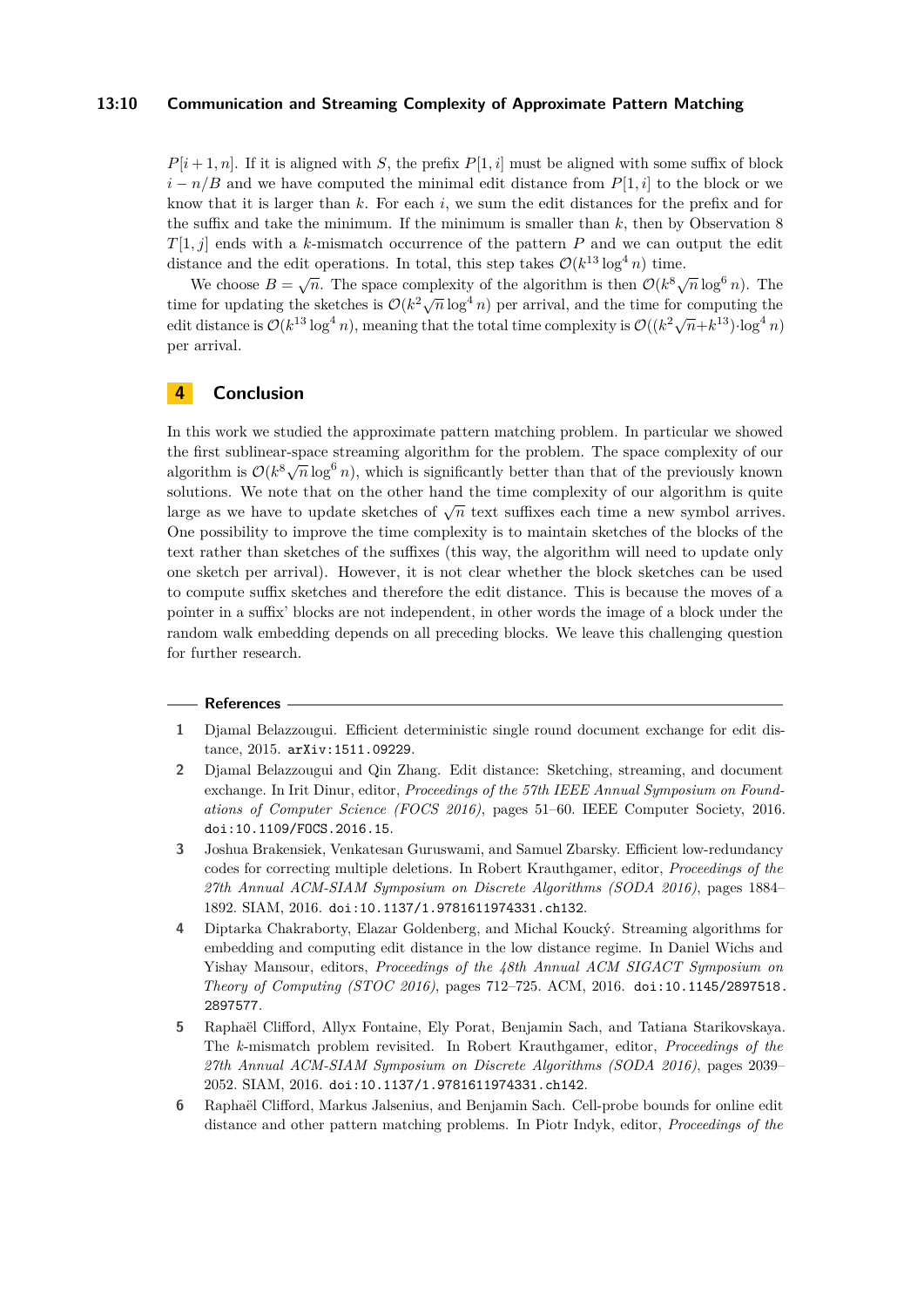$P[i+1,n]$. If it is aligned with $S$, the prefix $P[1,i]$ must be aligned with some suffix of block $i-n/B$ and we have computed the minimal edit distance from $P[1,i]$ to the block or we know that it is larger than $k$. For each $i$, we sum the edit distances for the prefix and for the suffix and take the minimum. If the minimum is smaller than $k$, then by Observation 8 $T[1,j]$ ends with a $k$-mismatch occurrence of the pattern $P$ and we can output the edit distance and the edit operations. In total, this step takes $\mathcal{O}(k^{13}\log^4 n)$ time.

We choose $B=\sqrt{n}$. The space complexity of the algorithm is then $\mathcal{O}(k^8\sqrt{n}\log^6 n)$. The time for updating the sketches is $\mathcal{O}(k^2\sqrt{n}\log^4 n)$ per arrival, and the time for computing the edit distance is $\mathcal{O}(k^{13}\log^4 n)$, meaning that the total time complexity is $\mathcal{O}((k^2\sqrt{n}+k^{13})\cdot\log^4 n)$ per arrival.

## 4 Conclusion

In this work we studied the approximate pattern matching problem. In particular we showed the first sublinear-space streaming algorithm for the problem. The space complexity of our algorithm is $\mathcal{O}(k^8\sqrt{n}\log^6 n)$, which is significantly better than that of the previously known solutions. We note that on the other hand the time complexity of our algorithm is quite large as we have to update sketches of $\sqrt{n}$ text suffixes each time a new symbol arrives. One possibility to improve the time complexity is to maintain sketches of the blocks of the text rather than sketches of the suffixes (this way, the algorithm will need to update only one sketch per arrival). However, it is not clear whether the block sketches can be used to compute suffix sketches and therefore the edit distance. This is because the moves of a pointer in a suffix' blocks are not independent, in other words the image of a block under the random walk embedding depends on all preceding blocks. We leave this challenging question for further research.

## References

1. Djamal Belazzougui. Efficient deterministic single round document exchange for edit distance, 2015. arXiv:1511.09229.
2. Djamal Belazzougui and Qin Zhang. Edit distance: Sketching, streaming, and document exchange. In Irit Dinur, editor, *Proceedings of the 57th IEEE Annual Symposium on Foundations of Computer Science (FOCS 2016)*, pages 51–60. IEEE Computer Society, 2016. doi:10.1109/FOCS.2016.15.
3. Joshua Brakensiek, Venkatesan Guruswami, and Samuel Zbarsky. Efficient low-redundancy codes for correcting multiple deletions. In Robert Krauthgamer, editor, *Proceedings of the 27th Annual ACM-SIAM Symposium on Discrete Algorithms (SODA 2016)*, pages 1884–1892. SIAM, 2016. doi:10.1137/1.9781611974331.ch132.
4. Diptarka Chakraborty, Elazar Goldenberg, and Michal Koucký. Streaming algorithms for embedding and computing edit distance in the low distance regime. In Daniel Wichs and Yishay Mansour, editors, *Proceedings of the 48th Annual ACM SIGACT Symposium on Theory of Computing (STOC 2016)*, pages 712–725. ACM, 2016. doi:10.1145/2897518.2897577.
5. Raphaël Clifford, Allyx Fontaine, Ely Porat, Benjamin Sach, and Tatiana Starikovskaya. The $k$-mismatch problem revisited. In Robert Krauthgamer, editor, *Proceedings of the 27th Annual ACM-SIAM Symposium on Discrete Algorithms (SODA 2016)*, pages 2039–2052. SIAM, 2016. doi:10.1137/1.9781611974331.ch142.
6. Raphaël Clifford, Markus Jalsenius, and Benjamin Sach. Cell-probe bounds for online edit distance and other pattern matching problems. In Piotr Indyk, editor, *Proceedings of the*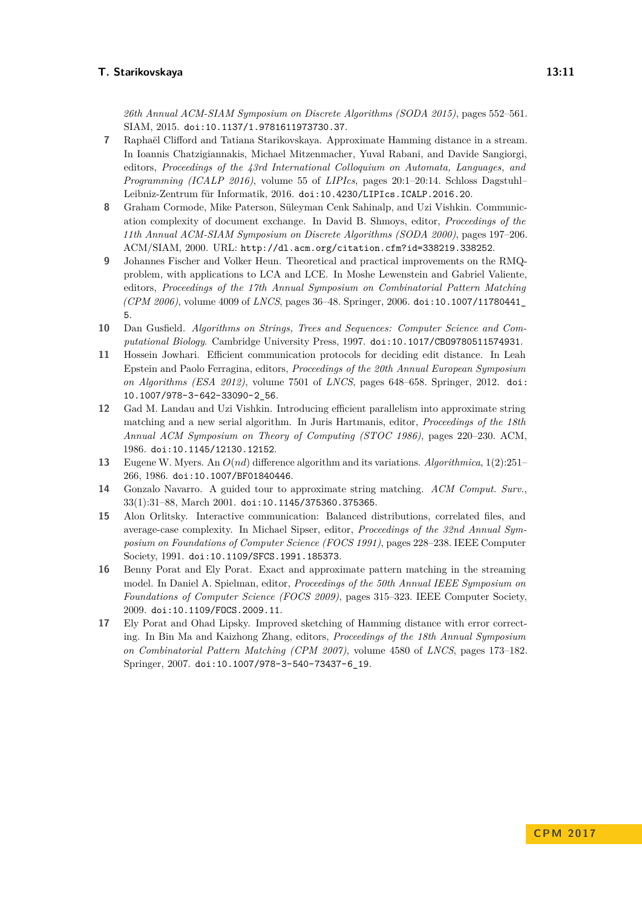*26th Annual ACM-SIAM Symposium on Discrete Algorithms (SODA 2015)*, pages 552–561. SIAM, 2015. doi:10.1137/1.9781611973730.37.

**7** Raphaël Clifford and Tatiana Starikovskaya. Approximate Hamming distance in a stream. In Ioannis Chatzigiannakis, Michael Mitzenmacher, Yuval Rabani, and Davide Sangiorgi, editors, *Proceedings of the 43rd International Colloquium on Automata, Languages, and Programming (ICALP 2016)*, volume 55 of *LIPIcs*, pages 20:1–20:14. Schloss Dagstuhl–Leibniz-Zentrum für Informatik, 2016. doi:10.4230/LIPIcs.ICALP.2016.20.

**8** Graham Cormode, Mike Paterson, Süleyman Cenk Sahinalp, and Uzi Vishkin. Communication complexity of document exchange. In David B. Shmoys, editor, *Proceedings of the 11th Annual ACM-SIAM Symposium on Discrete Algorithms (SODA 2000)*, pages 197–206. ACM/SIAM, 2000. URL: http://dl.acm.org/citation.cfm?id=338219.338252.

**9** Johannes Fischer and Volker Heun. Theoretical and practical improvements on the RMQ-problem, with applications to LCA and LCE. In Moshe Lewenstein and Gabriel Valiente, editors, *Proceedings of the 17th Annual Symposium on Combinatorial Pattern Matching (CPM 2006)*, volume 4009 of *LNCS*, pages 36–48. Springer, 2006. doi:10.1007/11780441_5.

**10** Dan Gusfield. *Algorithms on Strings, Trees and Sequences: Computer Science and Computational Biology*. Cambridge University Press, 1997. doi:10.1017/CBO9780511574931.

**11** Hossein Jowhari. Efficient communication protocols for deciding edit distance. In Leah Epstein and Paolo Ferragina, editors, *Proceedings of the 20th Annual European Symposium on Algorithms (ESA 2012)*, volume 7501 of *LNCS*, pages 648–658. Springer, 2012. doi:10.1007/978-3-642-33090-2_56.

**12** Gad M. Landau and Uzi Vishkin. Introducing efficient parallelism into approximate string matching and a new serial algorithm. In Juris Hartmanis, editor, *Proceedings of the 18th Annual ACM Symposium on Theory of Computing (STOC 1986)*, pages 220–230. ACM, 1986. doi:10.1145/12130.12152.

**13** Eugene W. Myers. An $O(nd)$ difference algorithm and its variations. *Algorithmica*, 1(2):251–266, 1986. doi:10.1007/BF01840446.

**14** Gonzalo Navarro. A guided tour to approximate string matching. *ACM Comput. Surv.*, 33(1):31–88, March 2001. doi:10.1145/375360.375365.

**15** Alon Orlitsky. Interactive communication: Balanced distributions, correlated files, and average-case complexity. In Michael Sipser, editor, *Proceedings of the 32nd Annual Symposium on Foundations of Computer Science (FOCS 1991)*, pages 228–238. IEEE Computer Society, 1991. doi:10.1109/SFCS.1991.185373.

**16** Benny Porat and Ely Porat. Exact and approximate pattern matching in the streaming model. In Daniel A. Spielman, editor, *Proceedings of the 50th Annual IEEE Symposium on Foundations of Computer Science (FOCS 2009)*, pages 315–323. IEEE Computer Society, 2009. doi:10.1109/FOCS.2009.11.

**17** Ely Porat and Ohad Lipsky. Improved sketching of Hamming distance with error correcting. In Bin Ma and Kaizhong Zhang, editors, *Proceedings of the 18th Annual Symposium on Combinatorial Pattern Matching (CPM 2007)*, volume 4580 of *LNCS*, pages 173–182. Springer, 2007. doi:10.1007/978-3-540-73437-6_19.